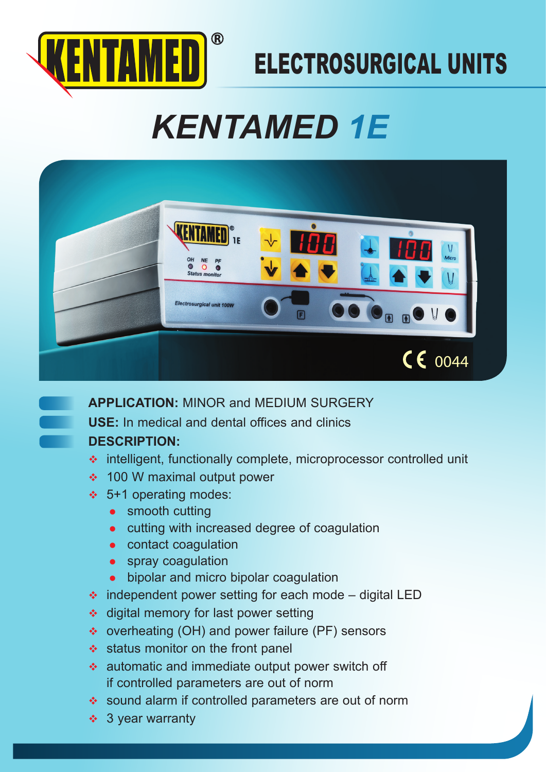KENTAMED®

# ELECTROSURGICAL UNITS

## KENTAMED 1E

**APPLICATION:** MINOR and MEDIUM SURGERY

**USE:** In medical and dental offices and clinics

**DESCRIPTION:**

- intelligent, functionally complete, microprocessor controlled unit
- 100 W maximal output power
- 5+1 operating modes:
  - smooth cutting
  - cutting with increased degree of coagulation
  - contact coagulation
  - spray coagulation
  - bipolar and micro bipolar coagulation
- independent power setting for each mode – digital LED
- digital memory for last power setting
- overheating (OH) and power failure (PF) sensors
- status monitor on the front panel
- automatic and immediate output power switch off if controlled parameters are out of norm
- sound alarm if controlled parameters are out of norm
- 3 year warranty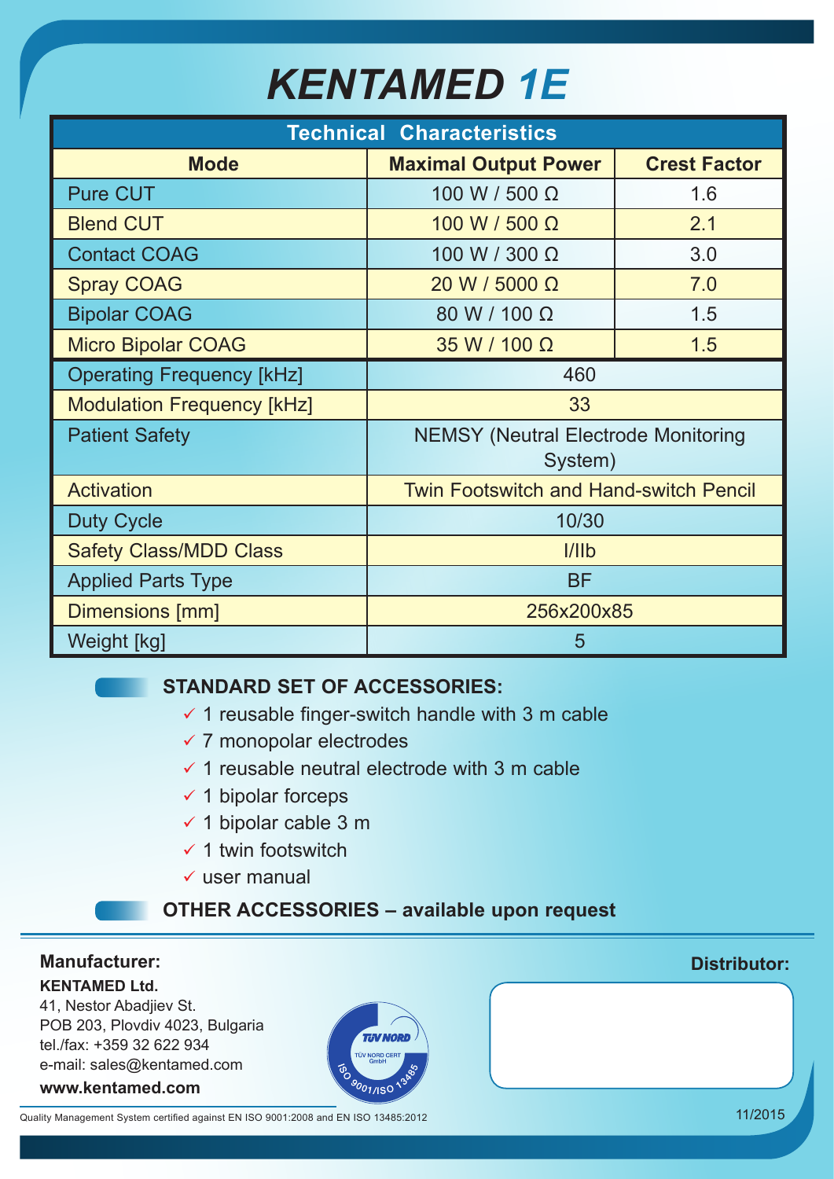# *KENTAMED 1E*

| Technical Characteristics | | |
|---|---|---|
| **Mode** | **Maximal Output Power** | **Crest Factor** |
| Pure CUT | 100 W / 500 Ω | 1.6 |
| Blend CUT | 100 W / 500 Ω | 2.1 |
| Contact COAG | 100 W / 300 Ω | 3.0 |
| Spray COAG | 20 W / 5000 Ω | 7.0 |
| Bipolar COAG | 80 W / 100 Ω | 1.5 |
| Micro Bipolar COAG | 35 W / 100 Ω | 1.5 |
| Operating Frequency [kHz] | 460 | |
| Modulation Frequency [kHz] | 33 | |
| Patient Safety | NEMSY (Neutral Electrode Monitoring System) | |
| Activation | Twin Footswitch and Hand-switch Pencil | |
| Duty Cycle | 10/30 | |
| Safety Class/MDD Class | I/IIb | |
| Applied Parts Type | BF | |
| Dimensions [mm] | 256x200x85 | |
| Weight [kg] | 5 | |

## STANDARD SET OF ACCESSORIES:

- ✓ 1 reusable finger-switch handle with 3 m cable
- ✓ 7 monopolar electrodes
- ✓ 1 reusable neutral electrode with 3 m cable
- ✓ 1 bipolar forceps
- ✓ 1 bipolar cable 3 m
- ✓ 1 twin footswitch
- ✓ user manual

## OTHER ACCESSORIES – available upon request

**Manufacturer:**

**KENTAMED Ltd.**
41, Nestor Abadjiev St.
POB 203, Plovdiv 4023, Bulgaria
tel./fax: +359 32 622 934
e-mail: sales@kentamed.com
**www.kentamed.com**

TÜV NORD
TÜV NORD CERT GmbH
ISO 9001/ISO 13485

**Distributor:**

Quality Management System certified against EN ISO 9001:2008 and EN ISO 13485:2012

11/2015